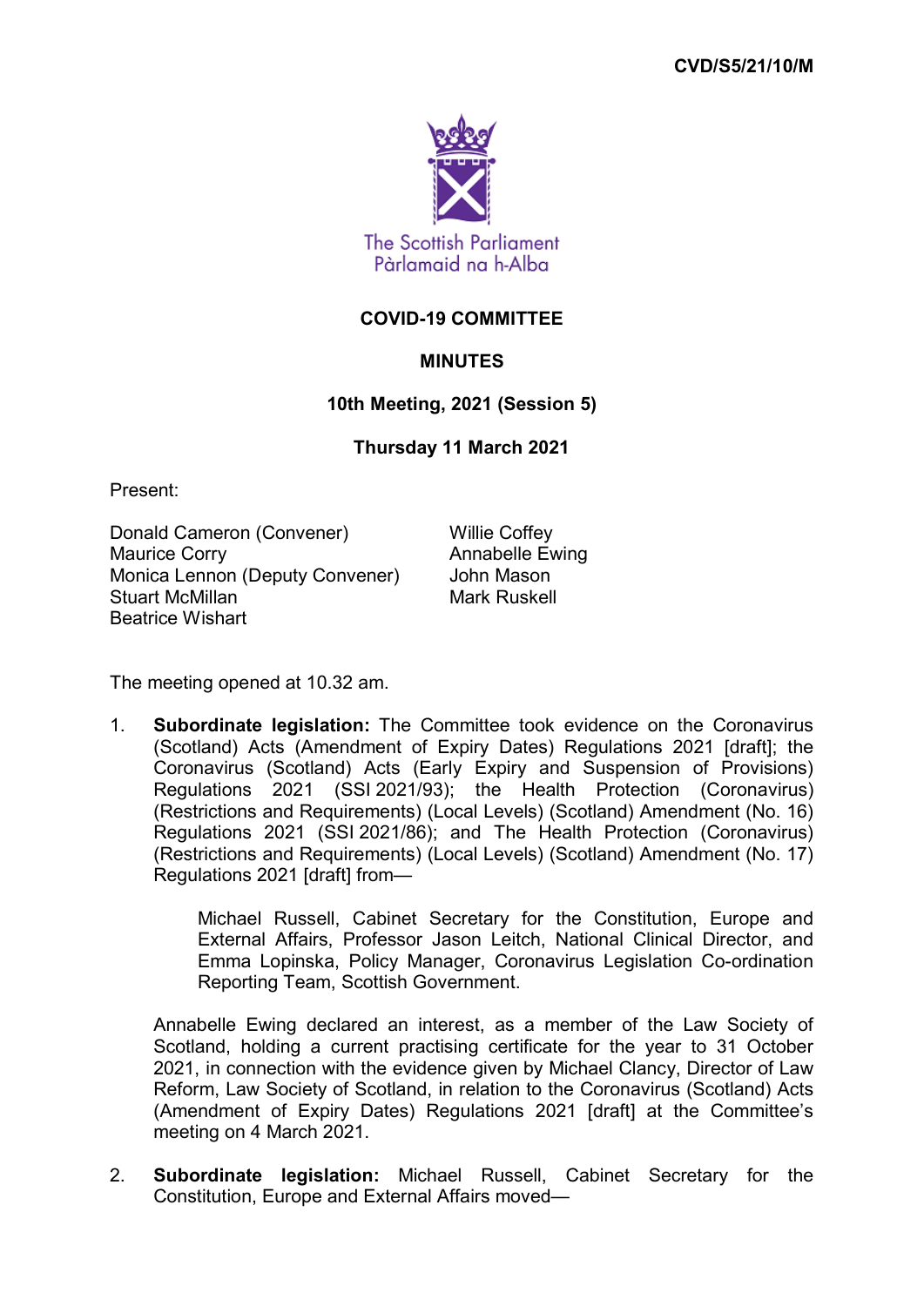CVD/S5/21/10/M

The Scottish Parliament
Pàrlamaid na h-Alba

# COVID-19 COMMITTEE

## MINUTES

### 10th Meeting, 2021 (Session 5)

### Thursday 11 March 2021

Present:

Donald Cameron (Convener)
Willie Coffey
Maurice Corry
Annabelle Ewing
Monica Lennon (Deputy Convener)
John Mason
Stuart McMillan
Mark Ruskell
Beatrice Wishart

The meeting opened at 10.32 am.

1. **Subordinate legislation:** The Committee took evidence on the Coronavirus (Scotland) Acts (Amendment of Expiry Dates) Regulations 2021 [draft]; the Coronavirus (Scotland) Acts (Early Expiry and Suspension of Provisions) Regulations 2021 (SSI 2021/93); the Health Protection (Coronavirus) (Restrictions and Requirements) (Local Levels) (Scotland) Amendment (No. 16) Regulations 2021 (SSI 2021/86); and The Health Protection (Coronavirus) (Restrictions and Requirements) (Local Levels) (Scotland) Amendment (No. 17) Regulations 2021 [draft] from—

   Michael Russell, Cabinet Secretary for the Constitution, Europe and External Affairs, Professor Jason Leitch, National Clinical Director, and Emma Lopinska, Policy Manager, Coronavirus Legislation Co-ordination Reporting Team, Scottish Government.

   Annabelle Ewing declared an interest, as a member of the Law Society of Scotland, holding a current practising certificate for the year to 31 October 2021, in connection with the evidence given by Michael Clancy, Director of Law Reform, Law Society of Scotland, in relation to the Coronavirus (Scotland) Acts (Amendment of Expiry Dates) Regulations 2021 [draft] at the Committee's meeting on 4 March 2021.

2. **Subordinate legislation:** Michael Russell, Cabinet Secretary for the Constitution, Europe and External Affairs moved—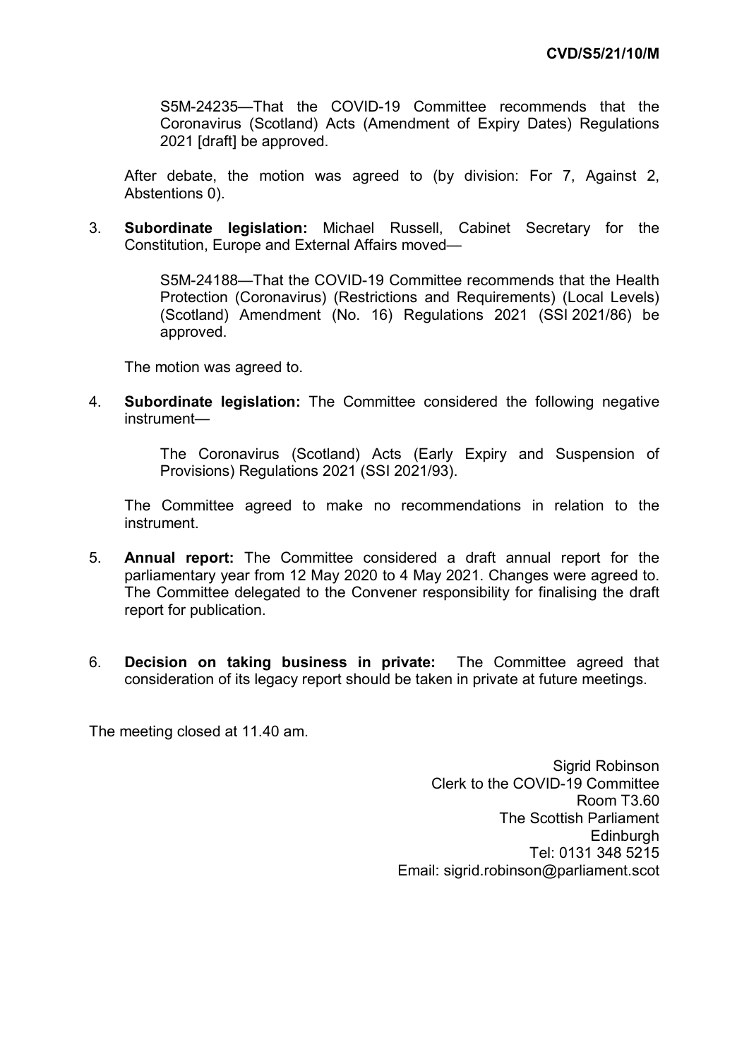S5M-24235—That the COVID-19 Committee recommends that the Coronavirus (Scotland) Acts (Amendment of Expiry Dates) Regulations 2021 [draft] be approved.

After debate, the motion was agreed to (by division: For 7, Against 2, Abstentions 0).

3. **Subordinate legislation:** Michael Russell, Cabinet Secretary for the Constitution, Europe and External Affairs moved—

   S5M-24188—That the COVID-19 Committee recommends that the Health Protection (Coronavirus) (Restrictions and Requirements) (Local Levels) (Scotland) Amendment (No. 16) Regulations 2021 (SSI 2021/86) be approved.

   The motion was agreed to.

4. **Subordinate legislation:** The Committee considered the following negative instrument—

   The Coronavirus (Scotland) Acts (Early Expiry and Suspension of Provisions) Regulations 2021 (SSI 2021/93).

   The Committee agreed to make no recommendations in relation to the instrument.

5. **Annual report:** The Committee considered a draft annual report for the parliamentary year from 12 May 2020 to 4 May 2021. Changes were agreed to. The Committee delegated to the Convener responsibility for finalising the draft report for publication.

6. **Decision on taking business in private:** The Committee agreed that consideration of its legacy report should be taken in private at future meetings.

The meeting closed at 11.40 am.

Sigrid Robinson
Clerk to the COVID-19 Committee
Room T3.60
The Scottish Parliament
Edinburgh
Tel: 0131 348 5215
Email: sigrid.robinson@parliament.scot